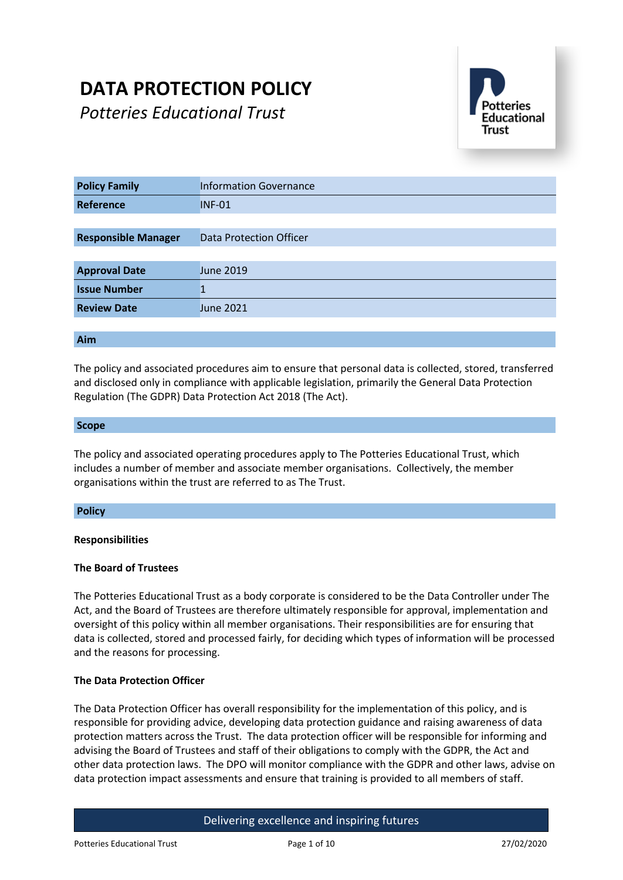# DATA PROTECTION POLICY

*Potteries Educational Trust*

| | |
|---|---|
| **Policy Family** | Information Governance |
| **Reference** | INF-01 |
| **Responsible Manager** | Data Protection Officer |
| **Approval Date** | June 2019 |
| **Issue Number** | 1 |
| **Review Date** | June 2021 |

## Aim

The policy and associated procedures aim to ensure that personal data is collected, stored, transferred and disclosed only in compliance with applicable legislation, primarily the General Data Protection Regulation (The GDPR) Data Protection Act 2018 (The Act).

## Scope

The policy and associated operating procedures apply to The Potteries Educational Trust, which includes a number of member and associate member organisations. Collectively, the member organisations within the trust are referred to as The Trust.

## Policy

### Responsibilities

#### The Board of Trustees

The Potteries Educational Trust as a body corporate is considered to be the Data Controller under The Act, and the Board of Trustees are therefore ultimately responsible for approval, implementation and oversight of this policy within all member organisations. Their responsibilities are for ensuring that data is collected, stored and processed fairly, for deciding which types of information will be processed and the reasons for processing.

#### The Data Protection Officer

The Data Protection Officer has overall responsibility for the implementation of this policy, and is responsible for providing advice, developing data protection guidance and raising awareness of data protection matters across the Trust. The data protection officer will be responsible for informing and advising the Board of Trustees and staff of their obligations to comply with the GDPR, the Act and other data protection laws. The DPO will monitor compliance with the GDPR and other laws, advise on data protection impact assessments and ensure that training is provided to all members of staff.

Delivering excellence and inspiring futures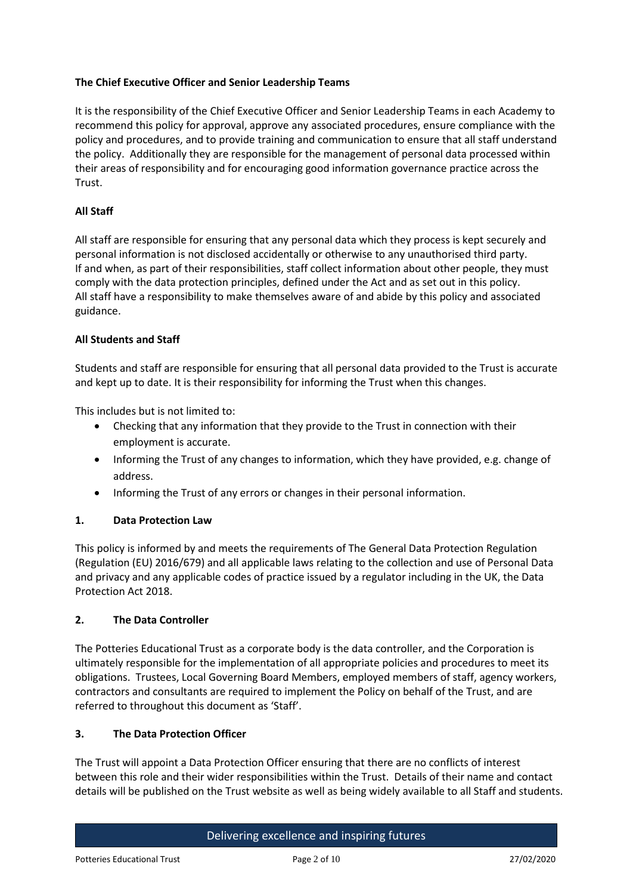**The Chief Executive Officer and Senior Leadership Teams**

It is the responsibility of the Chief Executive Officer and Senior Leadership Teams in each Academy to recommend this policy for approval, approve any associated procedures, ensure compliance with the policy and procedures, and to provide training and communication to ensure that all staff understand the policy. Additionally they are responsible for the management of personal data processed within their areas of responsibility and for encouraging good information governance practice across the Trust.

**All Staff**

All staff are responsible for ensuring that any personal data which they process is kept securely and personal information is not disclosed accidentally or otherwise to any unauthorised third party. If and when, as part of their responsibilities, staff collect information about other people, they must comply with the data protection principles, defined under the Act and as set out in this policy. All staff have a responsibility to make themselves aware of and abide by this policy and associated guidance.

**All Students and Staff**

Students and staff are responsible for ensuring that all personal data provided to the Trust is accurate and kept up to date. It is their responsibility for informing the Trust when this changes.

This includes but is not limited to:

- Checking that any information that they provide to the Trust in connection with their employment is accurate.
- Informing the Trust of any changes to information, which they have provided, e.g. change of address.
- Informing the Trust of any errors or changes in their personal information.

## 1. Data Protection Law

This policy is informed by and meets the requirements of The General Data Protection Regulation (Regulation (EU) 2016/679) and all applicable laws relating to the collection and use of Personal Data and privacy and any applicable codes of practice issued by a regulator including in the UK, the Data Protection Act 2018.

## 2. The Data Controller

The Potteries Educational Trust as a corporate body is the data controller, and the Corporation is ultimately responsible for the implementation of all appropriate policies and procedures to meet its obligations. Trustees, Local Governing Board Members, employed members of staff, agency workers, contractors and consultants are required to implement the Policy on behalf of the Trust, and are referred to throughout this document as 'Staff'.

## 3. The Data Protection Officer

The Trust will appoint a Data Protection Officer ensuring that there are no conflicts of interest between this role and their wider responsibilities within the Trust. Details of their name and contact details will be published on the Trust website as well as being widely available to all Staff and students.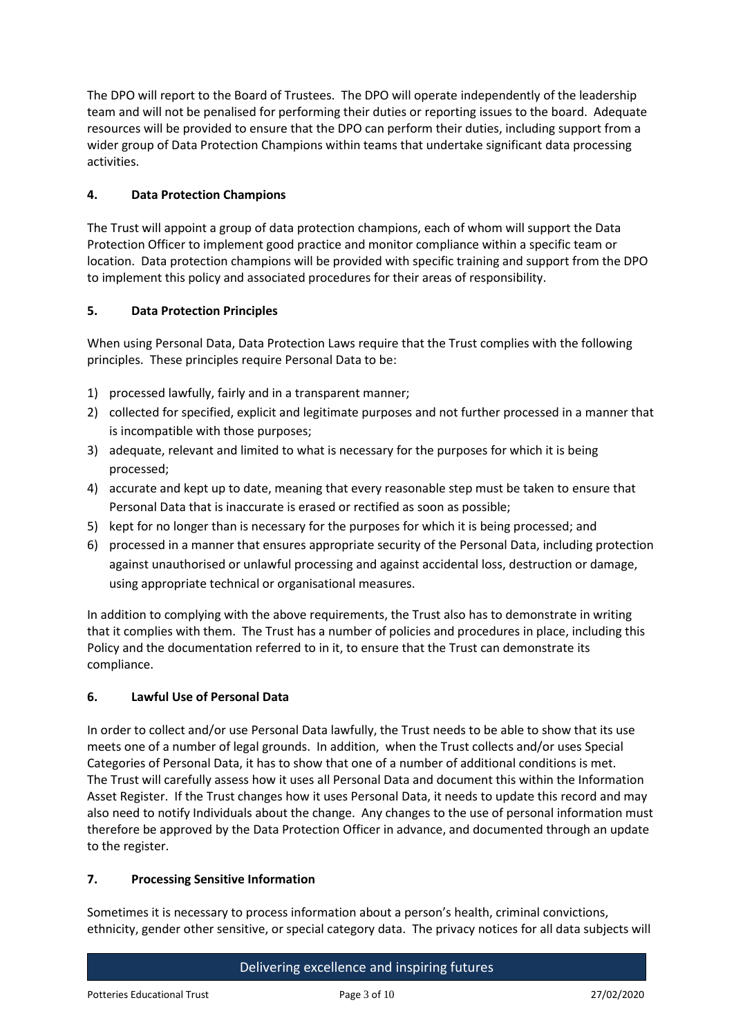The DPO will report to the Board of Trustees. The DPO will operate independently of the leadership team and will not be penalised for performing their duties or reporting issues to the board. Adequate resources will be provided to ensure that the DPO can perform their duties, including support from a wider group of Data Protection Champions within teams that undertake significant data processing activities.

## 4. Data Protection Champions

The Trust will appoint a group of data protection champions, each of whom will support the Data Protection Officer to implement good practice and monitor compliance within a specific team or location. Data protection champions will be provided with specific training and support from the DPO to implement this policy and associated procedures for their areas of responsibility.

## 5. Data Protection Principles

When using Personal Data, Data Protection Laws require that the Trust complies with the following principles. These principles require Personal Data to be:

1) processed lawfully, fairly and in a transparent manner;
2) collected for specified, explicit and legitimate purposes and not further processed in a manner that is incompatible with those purposes;
3) adequate, relevant and limited to what is necessary for the purposes for which it is being processed;
4) accurate and kept up to date, meaning that every reasonable step must be taken to ensure that Personal Data that is inaccurate is erased or rectified as soon as possible;
5) kept for no longer than is necessary for the purposes for which it is being processed; and
6) processed in a manner that ensures appropriate security of the Personal Data, including protection against unauthorised or unlawful processing and against accidental loss, destruction or damage, using appropriate technical or organisational measures.

In addition to complying with the above requirements, the Trust also has to demonstrate in writing that it complies with them. The Trust has a number of policies and procedures in place, including this Policy and the documentation referred to in it, to ensure that the Trust can demonstrate its compliance.

## 6. Lawful Use of Personal Data

In order to collect and/or use Personal Data lawfully, the Trust needs to be able to show that its use meets one of a number of legal grounds. In addition, when the Trust collects and/or uses Special Categories of Personal Data, it has to show that one of a number of additional conditions is met. The Trust will carefully assess how it uses all Personal Data and document this within the Information Asset Register. If the Trust changes how it uses Personal Data, it needs to update this record and may also need to notify Individuals about the change. Any changes to the use of personal information must therefore be approved by the Data Protection Officer in advance, and documented through an update to the register.

## 7. Processing Sensitive Information

Sometimes it is necessary to process information about a person's health, criminal convictions, ethnicity, gender other sensitive, or special category data. The privacy notices for all data subjects will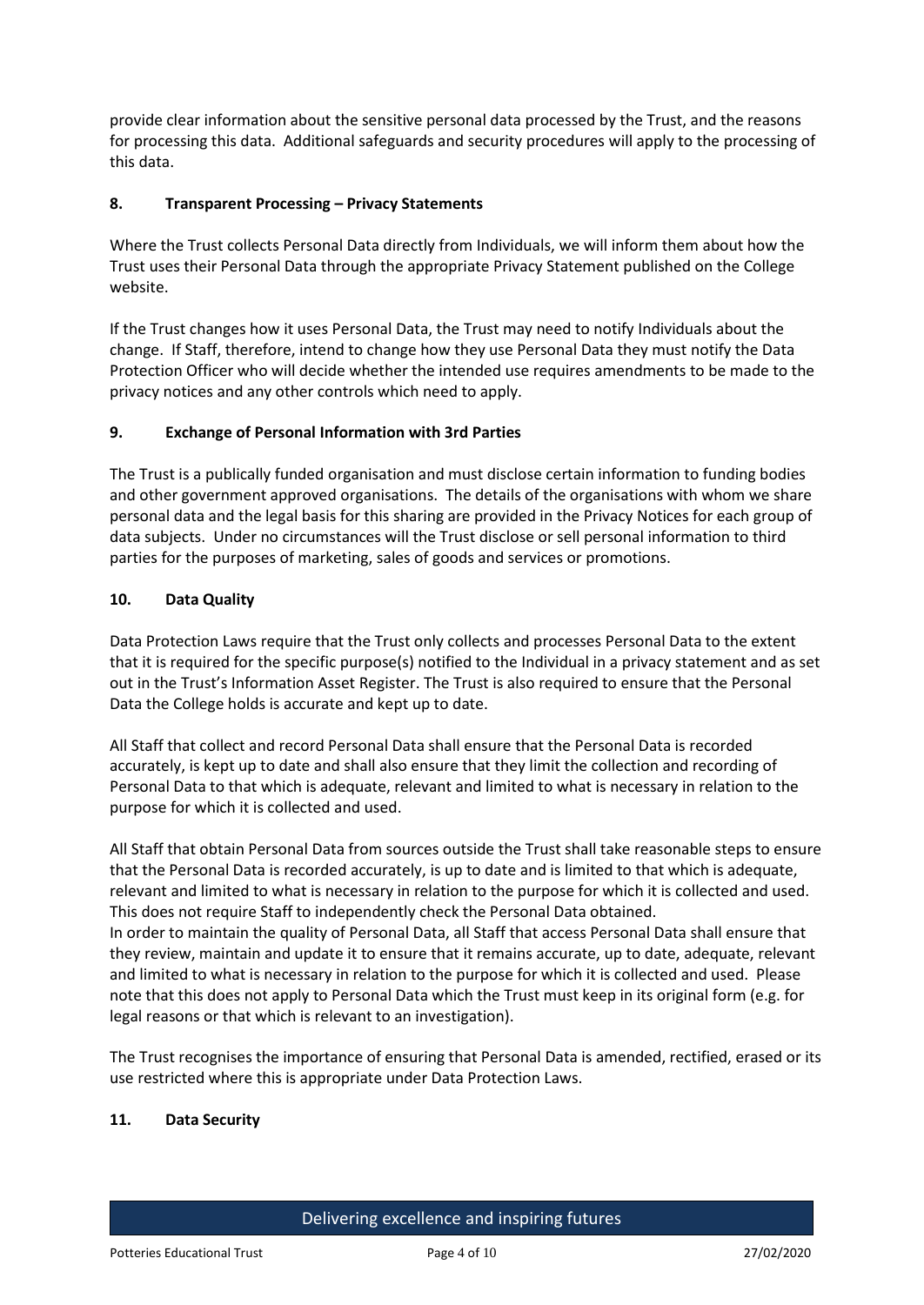provide clear information about the sensitive personal data processed by the Trust, and the reasons for processing this data. Additional safeguards and security procedures will apply to the processing of this data.

## 8. Transparent Processing – Privacy Statements

Where the Trust collects Personal Data directly from Individuals, we will inform them about how the Trust uses their Personal Data through the appropriate Privacy Statement published on the College website.

If the Trust changes how it uses Personal Data, the Trust may need to notify Individuals about the change. If Staff, therefore, intend to change how they use Personal Data they must notify the Data Protection Officer who will decide whether the intended use requires amendments to be made to the privacy notices and any other controls which need to apply.

## 9. Exchange of Personal Information with 3rd Parties

The Trust is a publically funded organisation and must disclose certain information to funding bodies and other government approved organisations. The details of the organisations with whom we share personal data and the legal basis for this sharing are provided in the Privacy Notices for each group of data subjects. Under no circumstances will the Trust disclose or sell personal information to third parties for the purposes of marketing, sales of goods and services or promotions.

## 10. Data Quality

Data Protection Laws require that the Trust only collects and processes Personal Data to the extent that it is required for the specific purpose(s) notified to the Individual in a privacy statement and as set out in the Trust's Information Asset Register. The Trust is also required to ensure that the Personal Data the College holds is accurate and kept up to date.

All Staff that collect and record Personal Data shall ensure that the Personal Data is recorded accurately, is kept up to date and shall also ensure that they limit the collection and recording of Personal Data to that which is adequate, relevant and limited to what is necessary in relation to the purpose for which it is collected and used.

All Staff that obtain Personal Data from sources outside the Trust shall take reasonable steps to ensure that the Personal Data is recorded accurately, is up to date and is limited to that which is adequate, relevant and limited to what is necessary in relation to the purpose for which it is collected and used. This does not require Staff to independently check the Personal Data obtained.

In order to maintain the quality of Personal Data, all Staff that access Personal Data shall ensure that they review, maintain and update it to ensure that it remains accurate, up to date, adequate, relevant and limited to what is necessary in relation to the purpose for which it is collected and used. Please note that this does not apply to Personal Data which the Trust must keep in its original form (e.g. for legal reasons or that which is relevant to an investigation).

The Trust recognises the importance of ensuring that Personal Data is amended, rectified, erased or its use restricted where this is appropriate under Data Protection Laws.

## 11. Data Security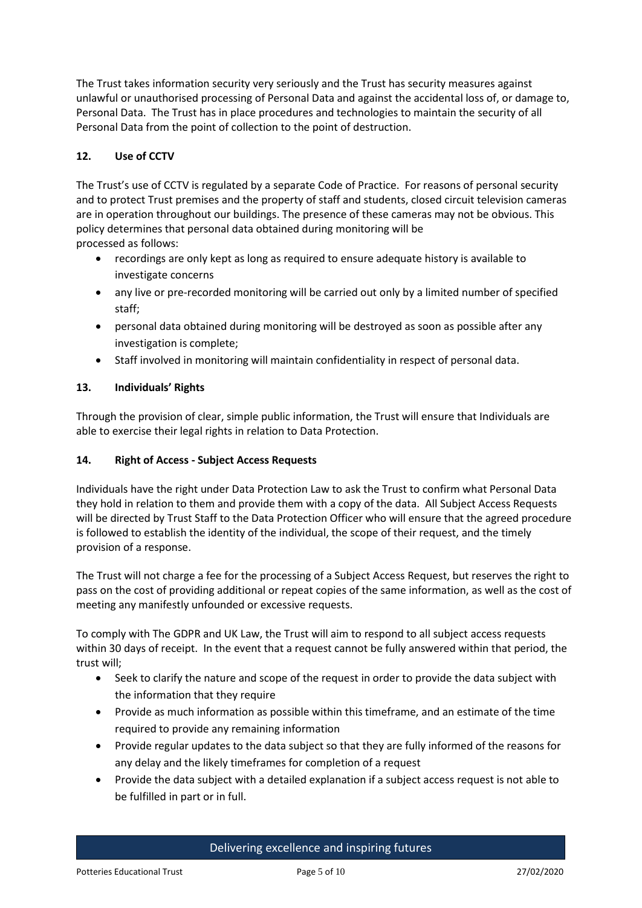The Trust takes information security very seriously and the Trust has security measures against unlawful or unauthorised processing of Personal Data and against the accidental loss of, or damage to, Personal Data. The Trust has in place procedures and technologies to maintain the security of all Personal Data from the point of collection to the point of destruction.

## 12. Use of CCTV

The Trust's use of CCTV is regulated by a separate Code of Practice. For reasons of personal security and to protect Trust premises and the property of staff and students, closed circuit television cameras are in operation throughout our buildings. The presence of these cameras may not be obvious. This policy determines that personal data obtained during monitoring will be processed as follows:

- recordings are only kept as long as required to ensure adequate history is available to investigate concerns
- any live or pre-recorded monitoring will be carried out only by a limited number of specified staff;
- personal data obtained during monitoring will be destroyed as soon as possible after any investigation is complete;
- Staff involved in monitoring will maintain confidentiality in respect of personal data.

## 13. Individuals' Rights

Through the provision of clear, simple public information, the Trust will ensure that Individuals are able to exercise their legal rights in relation to Data Protection.

## 14. Right of Access - Subject Access Requests

Individuals have the right under Data Protection Law to ask the Trust to confirm what Personal Data they hold in relation to them and provide them with a copy of the data. All Subject Access Requests will be directed by Trust Staff to the Data Protection Officer who will ensure that the agreed procedure is followed to establish the identity of the individual, the scope of their request, and the timely provision of a response.

The Trust will not charge a fee for the processing of a Subject Access Request, but reserves the right to pass on the cost of providing additional or repeat copies of the same information, as well as the cost of meeting any manifestly unfounded or excessive requests.

To comply with The GDPR and UK Law, the Trust will aim to respond to all subject access requests within 30 days of receipt. In the event that a request cannot be fully answered within that period, the trust will;

- Seek to clarify the nature and scope of the request in order to provide the data subject with the information that they require
- Provide as much information as possible within this timeframe, and an estimate of the time required to provide any remaining information
- Provide regular updates to the data subject so that they are fully informed of the reasons for any delay and the likely timeframes for completion of a request
- Provide the data subject with a detailed explanation if a subject access request is not able to be fulfilled in part or in full.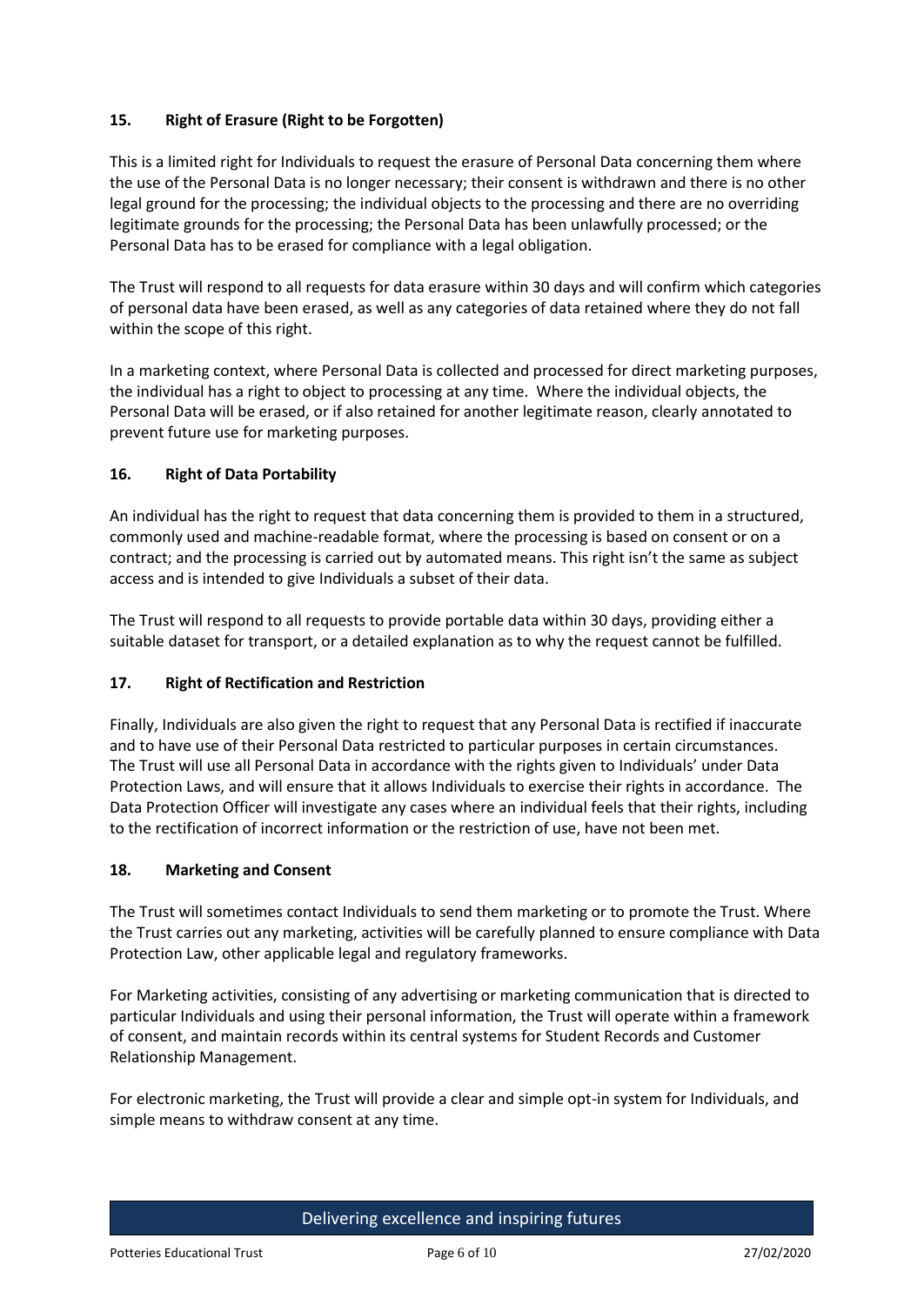## 15. Right of Erasure (Right to be Forgotten)

This is a limited right for Individuals to request the erasure of Personal Data concerning them where the use of the Personal Data is no longer necessary; their consent is withdrawn and there is no other legal ground for the processing; the individual objects to the processing and there are no overriding legitimate grounds for the processing; the Personal Data has been unlawfully processed; or the Personal Data has to be erased for compliance with a legal obligation.

The Trust will respond to all requests for data erasure within 30 days and will confirm which categories of personal data have been erased, as well as any categories of data retained where they do not fall within the scope of this right.

In a marketing context, where Personal Data is collected and processed for direct marketing purposes, the individual has a right to object to processing at any time. Where the individual objects, the Personal Data will be erased, or if also retained for another legitimate reason, clearly annotated to prevent future use for marketing purposes.

## 16. Right of Data Portability

An individual has the right to request that data concerning them is provided to them in a structured, commonly used and machine-readable format, where the processing is based on consent or on a contract; and the processing is carried out by automated means. This right isn't the same as subject access and is intended to give Individuals a subset of their data.

The Trust will respond to all requests to provide portable data within 30 days, providing either a suitable dataset for transport, or a detailed explanation as to why the request cannot be fulfilled.

## 17. Right of Rectification and Restriction

Finally, Individuals are also given the right to request that any Personal Data is rectified if inaccurate and to have use of their Personal Data restricted to particular purposes in certain circumstances. The Trust will use all Personal Data in accordance with the rights given to Individuals' under Data Protection Laws, and will ensure that it allows Individuals to exercise their rights in accordance. The Data Protection Officer will investigate any cases where an individual feels that their rights, including to the rectification of incorrect information or the restriction of use, have not been met.

## 18. Marketing and Consent

The Trust will sometimes contact Individuals to send them marketing or to promote the Trust. Where the Trust carries out any marketing, activities will be carefully planned to ensure compliance with Data Protection Law, other applicable legal and regulatory frameworks.

For Marketing activities, consisting of any advertising or marketing communication that is directed to particular Individuals and using their personal information, the Trust will operate within a framework of consent, and maintain records within its central systems for Student Records and Customer Relationship Management.

For electronic marketing, the Trust will provide a clear and simple opt-in system for Individuals, and simple means to withdraw consent at any time.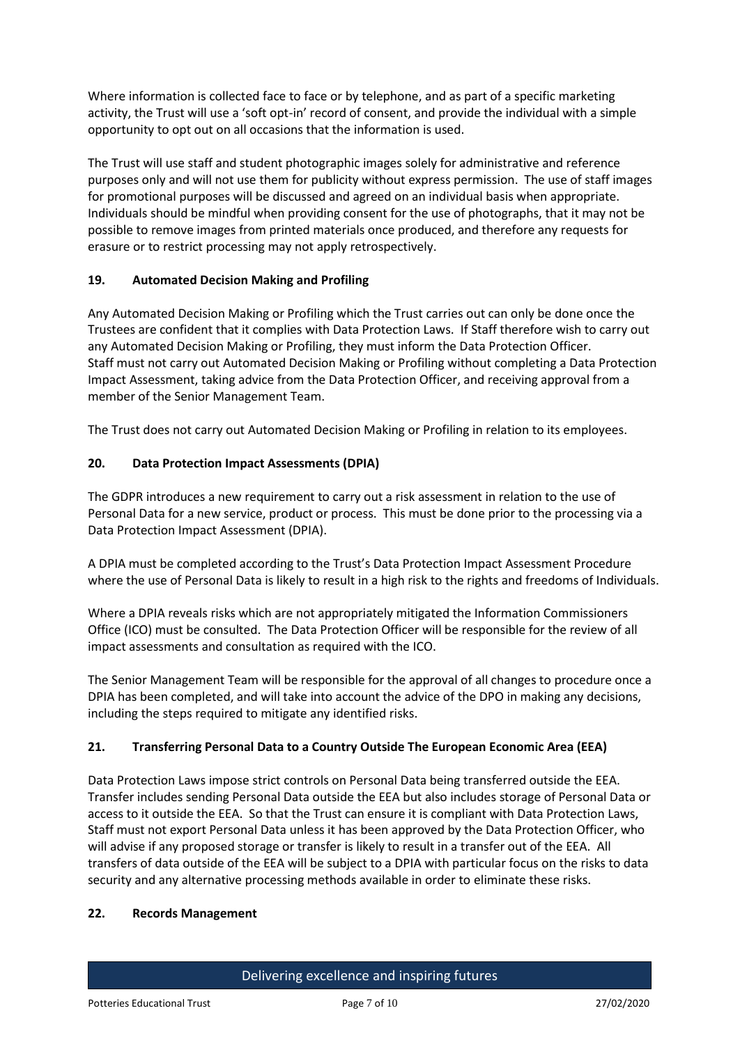Where information is collected face to face or by telephone, and as part of a specific marketing activity, the Trust will use a 'soft opt-in' record of consent, and provide the individual with a simple opportunity to opt out on all occasions that the information is used.

The Trust will use staff and student photographic images solely for administrative and reference purposes only and will not use them for publicity without express permission. The use of staff images for promotional purposes will be discussed and agreed on an individual basis when appropriate. Individuals should be mindful when providing consent for the use of photographs, that it may not be possible to remove images from printed materials once produced, and therefore any requests for erasure or to restrict processing may not apply retrospectively.

### 19. Automated Decision Making and Profiling

Any Automated Decision Making or Profiling which the Trust carries out can only be done once the Trustees are confident that it complies with Data Protection Laws. If Staff therefore wish to carry out any Automated Decision Making or Profiling, they must inform the Data Protection Officer. Staff must not carry out Automated Decision Making or Profiling without completing a Data Protection Impact Assessment, taking advice from the Data Protection Officer, and receiving approval from a member of the Senior Management Team.

The Trust does not carry out Automated Decision Making or Profiling in relation to its employees.

### 20. Data Protection Impact Assessments (DPIA)

The GDPR introduces a new requirement to carry out a risk assessment in relation to the use of Personal Data for a new service, product or process. This must be done prior to the processing via a Data Protection Impact Assessment (DPIA).

A DPIA must be completed according to the Trust's Data Protection Impact Assessment Procedure where the use of Personal Data is likely to result in a high risk to the rights and freedoms of Individuals.

Where a DPIA reveals risks which are not appropriately mitigated the Information Commissioners Office (ICO) must be consulted. The Data Protection Officer will be responsible for the review of all impact assessments and consultation as required with the ICO.

The Senior Management Team will be responsible for the approval of all changes to procedure once a DPIA has been completed, and will take into account the advice of the DPO in making any decisions, including the steps required to mitigate any identified risks.

### 21. Transferring Personal Data to a Country Outside The European Economic Area (EEA)

Data Protection Laws impose strict controls on Personal Data being transferred outside the EEA. Transfer includes sending Personal Data outside the EEA but also includes storage of Personal Data or access to it outside the EEA. So that the Trust can ensure it is compliant with Data Protection Laws, Staff must not export Personal Data unless it has been approved by the Data Protection Officer, who will advise if any proposed storage or transfer is likely to result in a transfer out of the EEA. All transfers of data outside of the EEA will be subject to a DPIA with particular focus on the risks to data security and any alternative processing methods available in order to eliminate these risks.

### 22. Records Management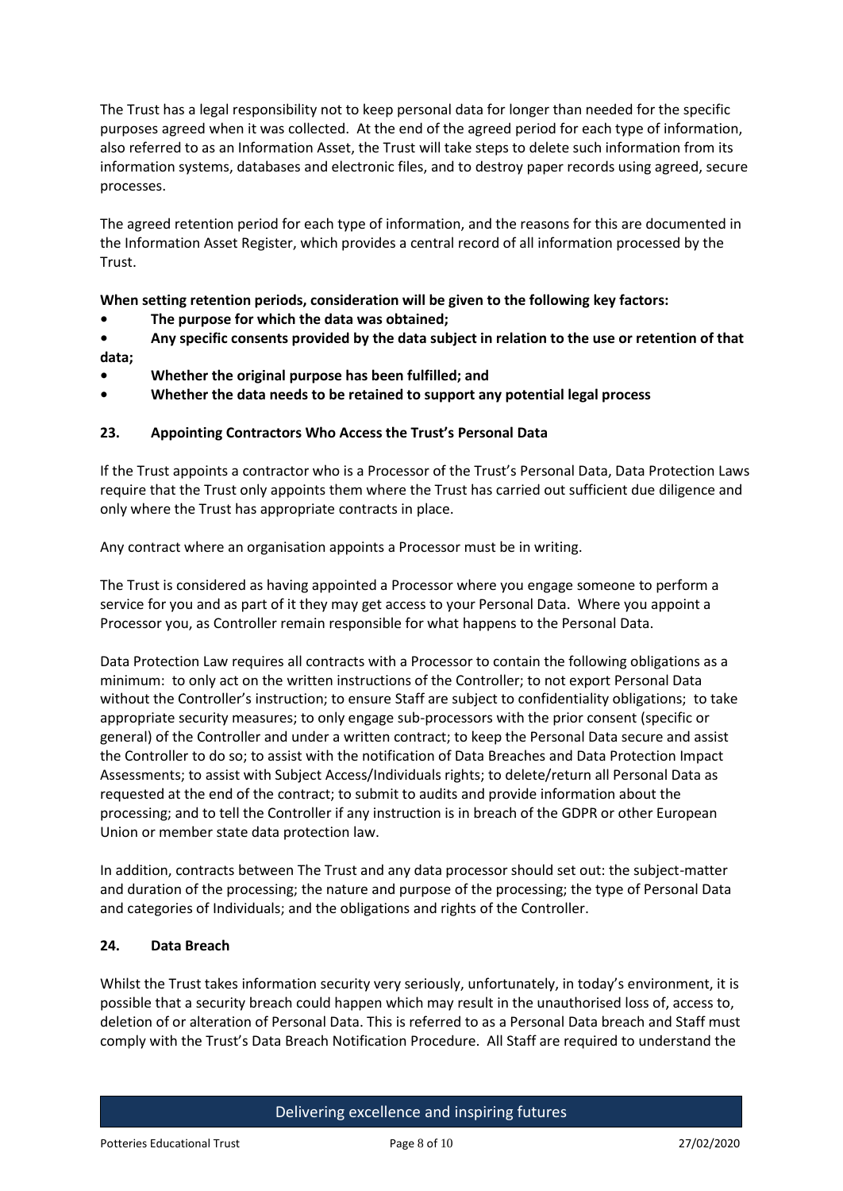The Trust has a legal responsibility not to keep personal data for longer than needed for the specific purposes agreed when it was collected. At the end of the agreed period for each type of information, also referred to as an Information Asset, the Trust will take steps to delete such information from its information systems, databases and electronic files, and to destroy paper records using agreed, secure processes.

The agreed retention period for each type of information, and the reasons for this are documented in the Information Asset Register, which provides a central record of all information processed by the Trust.

**When setting retention periods, consideration will be given to the following key factors:**

- **The purpose for which the data was obtained;**
- **Any specific consents provided by the data subject in relation to the use or retention of that data;**
- **Whether the original purpose has been fulfilled; and**
- **Whether the data needs to be retained to support any potential legal process**

## 23. Appointing Contractors Who Access the Trust's Personal Data

If the Trust appoints a contractor who is a Processor of the Trust's Personal Data, Data Protection Laws require that the Trust only appoints them where the Trust has carried out sufficient due diligence and only where the Trust has appropriate contracts in place.

Any contract where an organisation appoints a Processor must be in writing.

The Trust is considered as having appointed a Processor where you engage someone to perform a service for you and as part of it they may get access to your Personal Data. Where you appoint a Processor you, as Controller remain responsible for what happens to the Personal Data.

Data Protection Law requires all contracts with a Processor to contain the following obligations as a minimum: to only act on the written instructions of the Controller; to not export Personal Data without the Controller's instruction; to ensure Staff are subject to confidentiality obligations; to take appropriate security measures; to only engage sub-processors with the prior consent (specific or general) of the Controller and under a written contract; to keep the Personal Data secure and assist the Controller to do so; to assist with the notification of Data Breaches and Data Protection Impact Assessments; to assist with Subject Access/Individuals rights; to delete/return all Personal Data as requested at the end of the contract; to submit to audits and provide information about the processing; and to tell the Controller if any instruction is in breach of the GDPR or other European Union or member state data protection law.

In addition, contracts between The Trust and any data processor should set out: the subject-matter and duration of the processing; the nature and purpose of the processing; the type of Personal Data and categories of Individuals; and the obligations and rights of the Controller.

## 24. Data Breach

Whilst the Trust takes information security very seriously, unfortunately, in today's environment, it is possible that a security breach could happen which may result in the unauthorised loss of, access to, deletion of or alteration of Personal Data. This is referred to as a Personal Data breach and Staff must comply with the Trust's Data Breach Notification Procedure. All Staff are required to understand the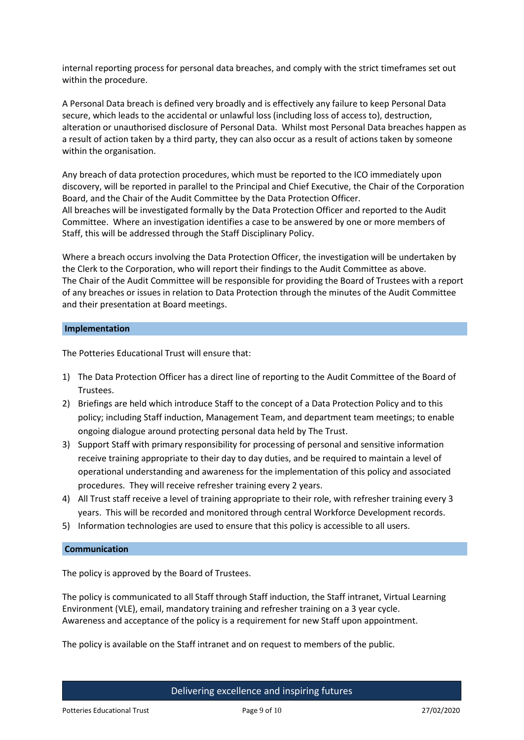internal reporting process for personal data breaches, and comply with the strict timeframes set out within the procedure.

A Personal Data breach is defined very broadly and is effectively any failure to keep Personal Data secure, which leads to the accidental or unlawful loss (including loss of access to), destruction, alteration or unauthorised disclosure of Personal Data. Whilst most Personal Data breaches happen as a result of action taken by a third party, they can also occur as a result of actions taken by someone within the organisation.

Any breach of data protection procedures, which must be reported to the ICO immediately upon discovery, will be reported in parallel to the Principal and Chief Executive, the Chair of the Corporation Board, and the Chair of the Audit Committee by the Data Protection Officer.
All breaches will be investigated formally by the Data Protection Officer and reported to the Audit Committee. Where an investigation identifies a case to be answered by one or more members of Staff, this will be addressed through the Staff Disciplinary Policy.

Where a breach occurs involving the Data Protection Officer, the investigation will be undertaken by the Clerk to the Corporation, who will report their findings to the Audit Committee as above.
The Chair of the Audit Committee will be responsible for providing the Board of Trustees with a report of any breaches or issues in relation to Data Protection through the minutes of the Audit Committee and their presentation at Board meetings.

## Implementation

The Potteries Educational Trust will ensure that:

1) The Data Protection Officer has a direct line of reporting to the Audit Committee of the Board of Trustees.
2) Briefings are held which introduce Staff to the concept of a Data Protection Policy and to this policy; including Staff induction, Management Team, and department team meetings; to enable ongoing dialogue around protecting personal data held by The Trust.
3) Support Staff with primary responsibility for processing of personal and sensitive information receive training appropriate to their day to day duties, and be required to maintain a level of operational understanding and awareness for the implementation of this policy and associated procedures. They will receive refresher training every 2 years.
4) All Trust staff receive a level of training appropriate to their role, with refresher training every 3 years. This will be recorded and monitored through central Workforce Development records.
5) Information technologies are used to ensure that this policy is accessible to all users.

## Communication

The policy is approved by the Board of Trustees.

The policy is communicated to all Staff through Staff induction, the Staff intranet, Virtual Learning Environment (VLE), email, mandatory training and refresher training on a 3 year cycle.
Awareness and acceptance of the policy is a requirement for new Staff upon appointment.

The policy is available on the Staff intranet and on request to members of the public.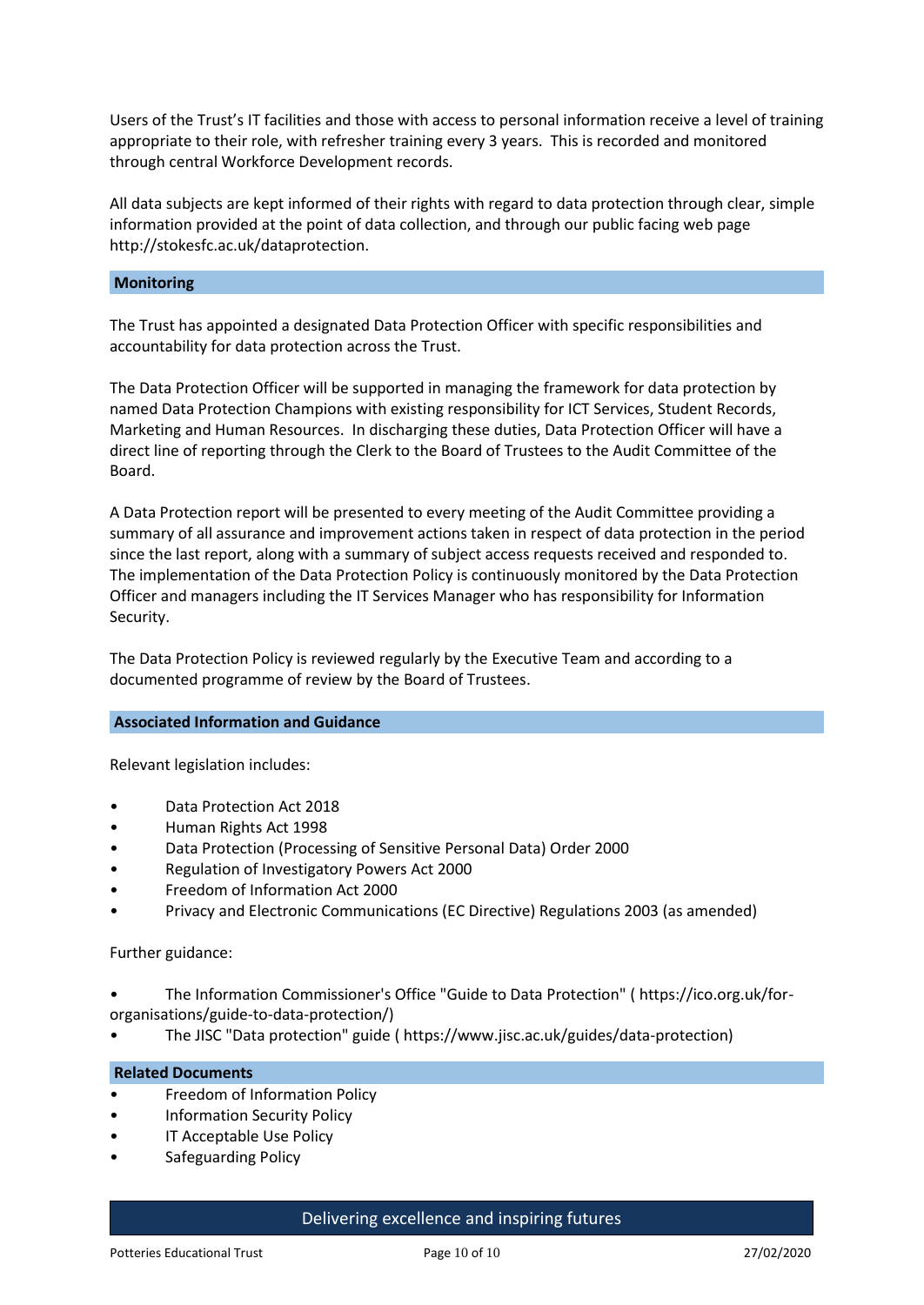Users of the Trust's IT facilities and those with access to personal information receive a level of training appropriate to their role, with refresher training every 3 years. This is recorded and monitored through central Workforce Development records.

All data subjects are kept informed of their rights with regard to data protection through clear, simple information provided at the point of data collection, and through our public facing web page http://stokesfc.ac.uk/dataprotection.

## Monitoring

The Trust has appointed a designated Data Protection Officer with specific responsibilities and accountability for data protection across the Trust.

The Data Protection Officer will be supported in managing the framework for data protection by named Data Protection Champions with existing responsibility for ICT Services, Student Records, Marketing and Human Resources. In discharging these duties, Data Protection Officer will have a direct line of reporting through the Clerk to the Board of Trustees to the Audit Committee of the Board.

A Data Protection report will be presented to every meeting of the Audit Committee providing a summary of all assurance and improvement actions taken in respect of data protection in the period since the last report, along with a summary of subject access requests received and responded to. The implementation of the Data Protection Policy is continuously monitored by the Data Protection Officer and managers including the IT Services Manager who has responsibility for Information Security.

The Data Protection Policy is reviewed regularly by the Executive Team and according to a documented programme of review by the Board of Trustees.

## Associated Information and Guidance

Relevant legislation includes:

- Data Protection Act 2018
- Human Rights Act 1998
- Data Protection (Processing of Sensitive Personal Data) Order 2000
- Regulation of Investigatory Powers Act 2000
- Freedom of Information Act 2000
- Privacy and Electronic Communications (EC Directive) Regulations 2003 (as amended)

Further guidance:

- The Information Commissioner's Office "Guide to Data Protection" ( https://ico.org.uk/for-organisations/guide-to-data-protection/)
- The JISC "Data protection" guide ( https://www.jisc.ac.uk/guides/data-protection)

## Related Documents

- Freedom of Information Policy
- Information Security Policy
- IT Acceptable Use Policy
- Safeguarding Policy